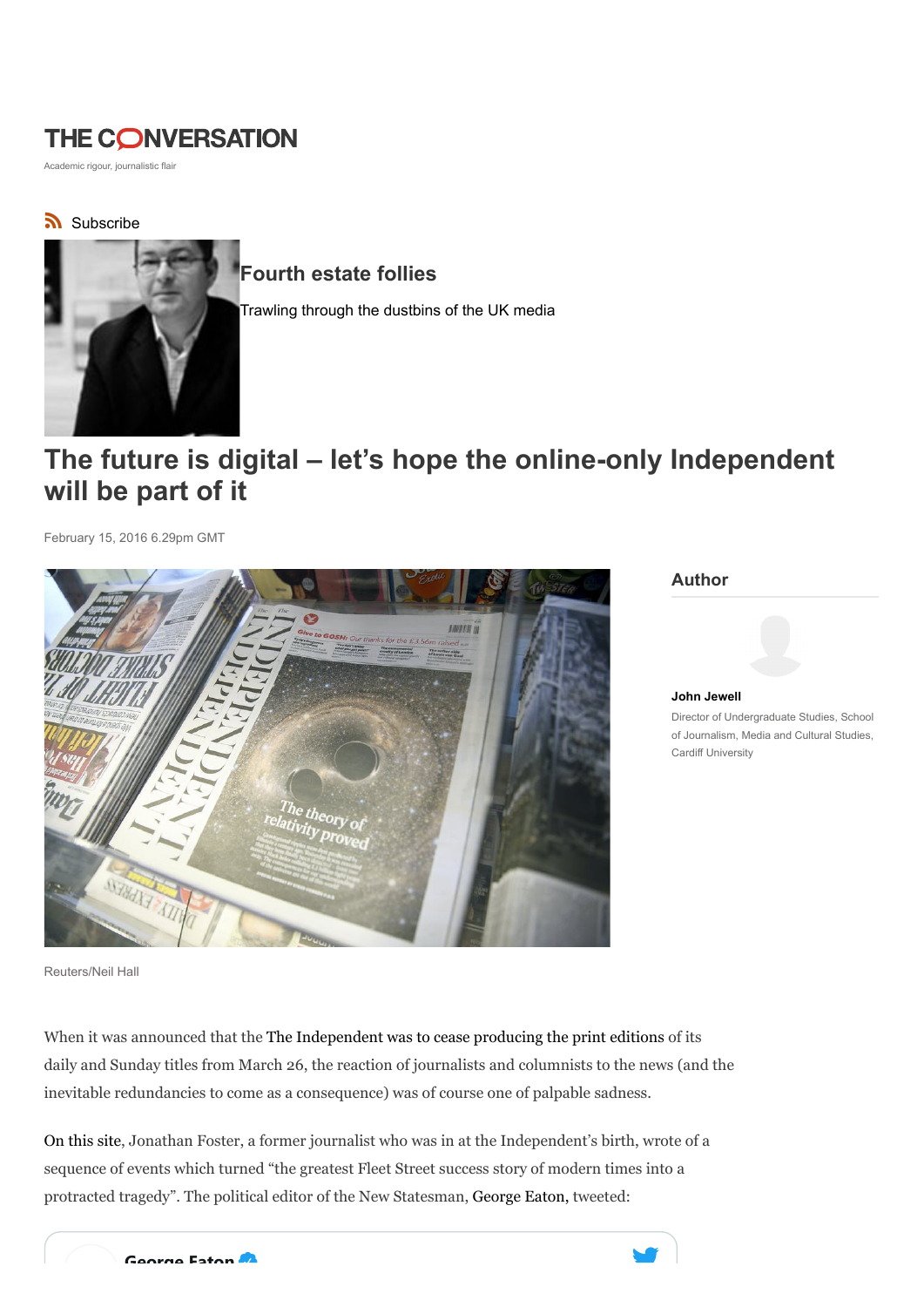THE CONVERSATION

Academic rigour, journalistic flair

Subscribe

## Fourth estate follies

Trawling through the dustbins of the UK media

# The future is digital – let's hope the online-only Independent will be part of it

February 15, 2016 6.29pm GMT

Reuters/Neil Hall

### Author

**John Jewell**

Director of Undergraduate Studies, School of Journalism, Media and Cultural Studies, Cardiff University

When it was announced that the The Independent was to cease producing the print editions of its daily and Sunday titles from March 26, the reaction of journalists and columnists to the news (and the inevitable redundancies to come as a consequence) was of course one of palpable sadness.

On this site, Jonathan Foster, a former journalist who was in at the Independent's birth, wrote of a sequence of events which turned "the greatest Fleet Street success story of modern times into a protracted tragedy". The political editor of the New Statesman, George Eaton, tweeted: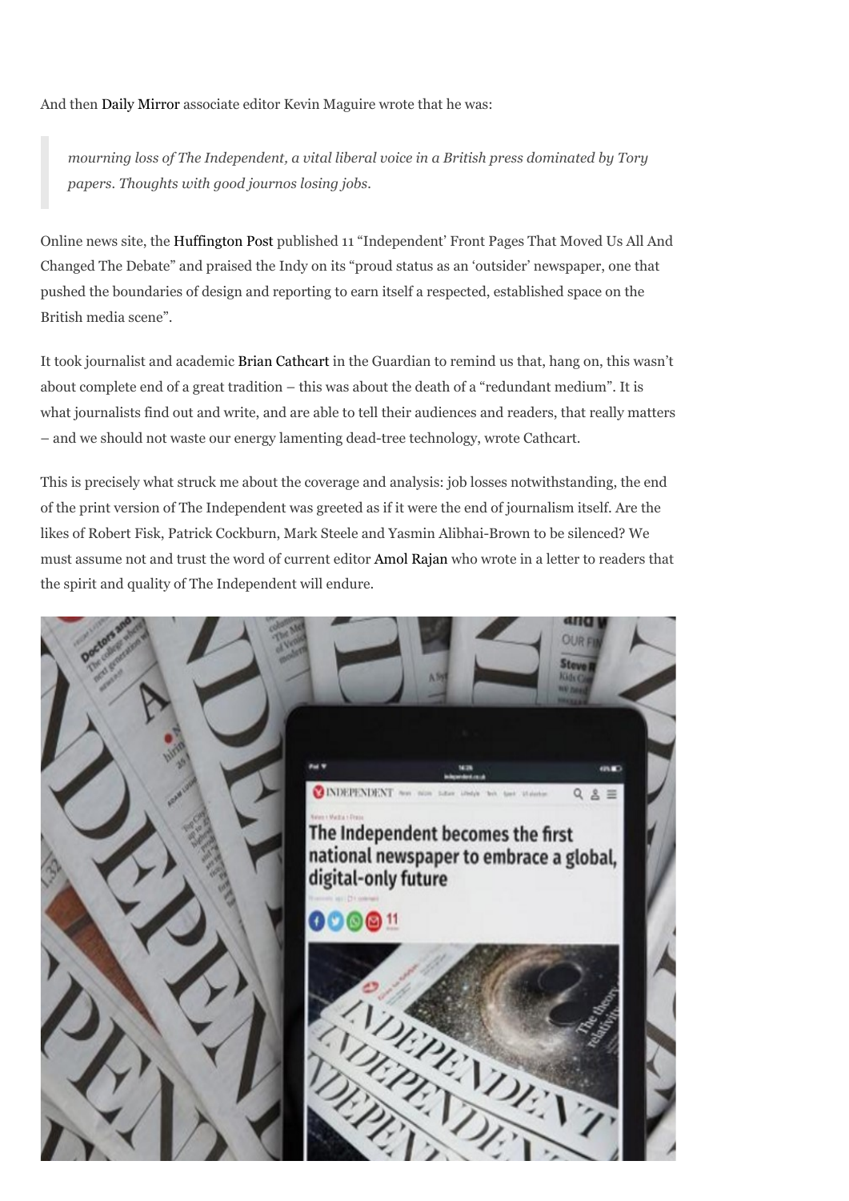And then Daily Mirror associate editor Kevin Maguire wrote that he was:

> *mourning loss of The Independent, a vital liberal voice in a British press dominated by Tory papers. Thoughts with good journos losing jobs.*

Online news site, the Huffington Post published 11 "Independent' Front Pages That Moved Us All And Changed The Debate" and praised the Indy on its "proud status as an 'outsider' newspaper, one that pushed the boundaries of design and reporting to earn itself a respected, established space on the British media scene".

It took journalist and academic Brian Cathcart in the Guardian to remind us that, hang on, this wasn't about complete end of a great tradition – this was about the death of a "redundant medium". It is what journalists find out and write, and are able to tell their audiences and readers, that really matters – and we should not waste our energy lamenting dead-tree technology, wrote Cathcart.

This is precisely what struck me about the coverage and analysis: job losses notwithstanding, the end of the print version of The Independent was greeted as if it were the end of journalism itself. Are the likes of Robert Fisk, Patrick Cockburn, Mark Steele and Yasmin Alibhai-Brown to be silenced? We must assume not and trust the word of current editor Amol Rajan who wrote in a letter to readers that the spirit and quality of The Independent will endure.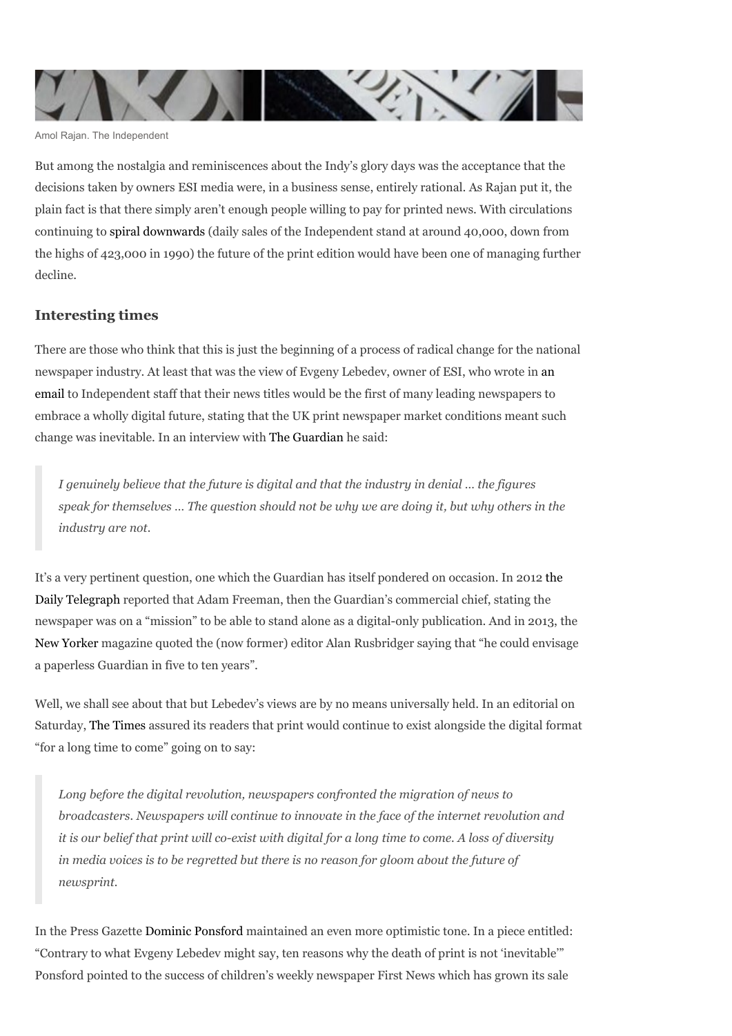Amol Rajan. The Independent

But among the nostalgia and reminiscences about the Indy's glory days was the acceptance that the decisions taken by owners ESI media were, in a business sense, entirely rational. As Rajan put it, the plain fact is that there simply aren't enough people willing to pay for printed news. With circulations continuing to spiral downwards (daily sales of the Independent stand at around 40,000, down from the highs of 423,000 in 1990) the future of the print edition would have been one of managing further decline.

### Interesting times

There are those who think that this is just the beginning of a process of radical change for the national newspaper industry. At least that was the view of Evgeny Lebedev, owner of ESI, who wrote in an email to Independent staff that their news titles would be the first of many leading newspapers to embrace a wholly digital future, stating that the UK print newspaper market conditions meant such change was inevitable. In an interview with The Guardian he said:

> *I genuinely believe that the future is digital and that the industry in denial … the figures speak for themselves … The question should not be why we are doing it, but why others in the industry are not.*

It's a very pertinent question, one which the Guardian has itself pondered on occasion. In 2012 the Daily Telegraph reported that Adam Freeman, then the Guardian's commercial chief, stating the newspaper was on a "mission" to be able to stand alone as a digital-only publication. And in 2013, the New Yorker magazine quoted the (now former) editor Alan Rusbridger saying that "he could envisage a paperless Guardian in five to ten years".

Well, we shall see about that but Lebedev's views are by no means universally held. In an editorial on Saturday, The Times assured its readers that print would continue to exist alongside the digital format "for a long time to come" going on to say:

> *Long before the digital revolution, newspapers confronted the migration of news to broadcasters. Newspapers will continue to innovate in the face of the internet revolution and it is our belief that print will co-exist with digital for a long time to come. A loss of diversity in media voices is to be regretted but there is no reason for gloom about the future of newsprint.*

In the Press Gazette Dominic Ponsford maintained an even more optimistic tone. In a piece entitled: "Contrary to what Evgeny Lebedev might say, ten reasons why the death of print is not 'inevitable'" Ponsford pointed to the success of children's weekly newspaper First News which has grown its sale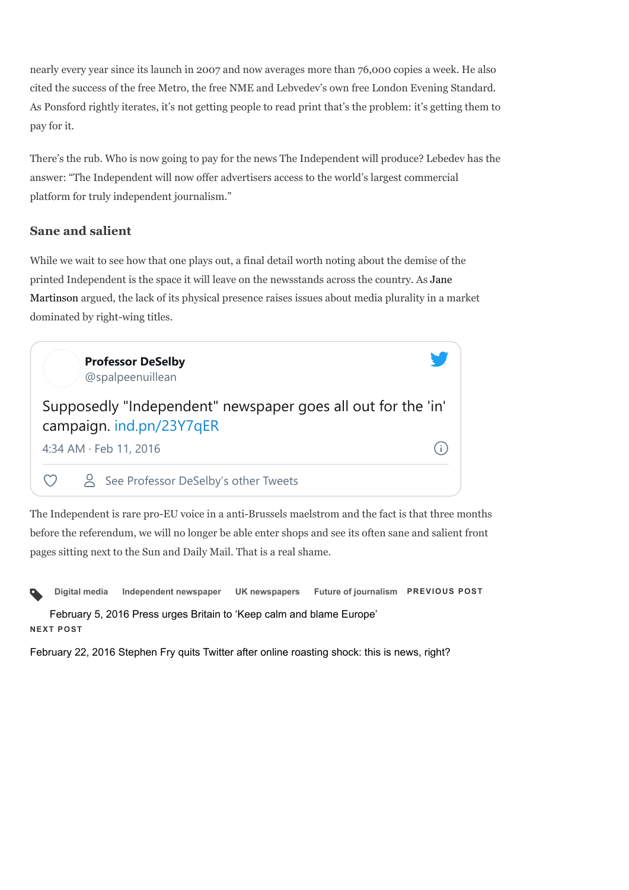nearly every year since its launch in 2007 and now averages more than 76,000 copies a week. He also cited the success of the free Metro, the free NME and Lebvedev's own free London Evening Standard. As Ponsford rightly iterates, it's not getting people to read print that's the problem: it's getting them to pay for it.

There's the rub. Who is now going to pay for the news The Independent will produce? Lebedev has the answer: "The Independent will now offer advertisers access to the world's largest commercial platform for truly independent journalism."

### Sane and salient

While we wait to see how that one plays out, a final detail worth noting about the demise of the printed Independent is the space it will leave on the newsstands across the country. As Jane Martinson argued, the lack of its physical presence raises issues about media plurality in a market dominated by right-wing titles.

> **Professor DeSelby**
> @spalpeenuillean
>
> Supposedly "Independent" newspaper goes all out for the 'in' campaign. ind.pn/23Y7qER
>
> 4:34 AM · Feb 11, 2016
>
> See Professor DeSelby's other Tweets

The Independent is rare pro-EU voice in a anti-Brussels maelstrom and the fact is that three months before the referendum, we will no longer be able enter shops and see its often sane and salient front pages sitting next to the Sun and Daily Mail. That is a real shame.

Digital media · Independent newspaper · UK newspapers · Future of journalism

**PREVIOUS POST**

February 5, 2016 Press urges Britain to 'Keep calm and blame Europe'

**NEXT POST**

February 22, 2016 Stephen Fry quits Twitter after online roasting shock: this is news, right?